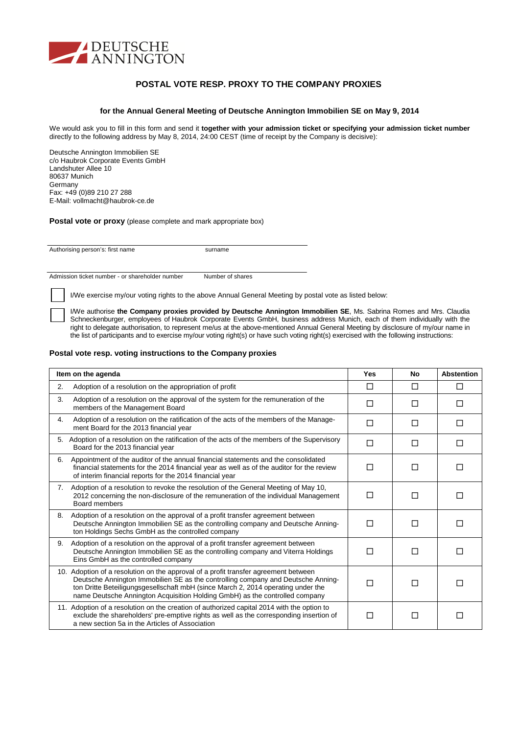DEUTSCHE ANNINGTON

# POSTAL VOTE RESP. PROXY TO THE COMPANY PROXIES

### for the Annual General Meeting of Deutsche Annington Immobilien SE on May 9, 2014

We would ask you to fill in this form and send it **together with your admission ticket or specifying your admission ticket number** directly to the following address by May 8, 2014, 24:00 CEST (time of receipt by the Company is decisive):

Deutsche Annington Immobilien SE
c/o Haubrok Corporate Events GmbH
Landshuter Allee 10
80637 Munich
Germany
Fax: +49 (0)89 210 27 288
E-Mail: vollmacht@haubrok-ce.de

**Postal vote or proxy** (please complete and mark appropriate box)

Authorising person's: first name ____________ surname ____________

Admission ticket number - or shareholder number ____________ Number of shares ____________

☐ I/We exercise my/our voting rights to the above Annual General Meeting by postal vote as listed below:

☐ I/We authorise **the Company proxies provided by Deutsche Annington Immobilien SE**, Ms. Sabrina Romes and Mrs. Claudia Schneckenburger, employees of Haubrok Corporate Events GmbH, business address Munich, each of them individually with the right to delegate authorisation, to represent me/us at the above-mentioned Annual General Meeting by disclosure of my/our name in the list of participants and to exercise my/our voting right(s) or have such voting right(s) exercised with the following instructions:

**Postal vote resp. voting instructions to the Company proxies**

| Item on the agenda | Yes | No | Abstention |
|---|---|---|---|
| 2. Adoption of a resolution on the appropriation of profit | ☐ | ☐ | ☐ |
| 3. Adoption of a resolution on the approval of the system for the remuneration of the members of the Management Board | ☐ | ☐ | ☐ |
| 4. Adoption of a resolution on the ratification of the acts of the members of the Management Board for the 2013 financial year | ☐ | ☐ | ☐ |
| 5. Adoption of a resolution on the ratification of the acts of the members of the Supervisory Board for the 2013 financial year | ☐ | ☐ | ☐ |
| 6. Appointment of the auditor of the annual financial statements and the consolidated financial statements for the 2014 financial year as well as of the auditor for the review of interim financial reports for the 2014 financial year | ☐ | ☐ | ☐ |
| 7. Adoption of a resolution to revoke the resolution of the General Meeting of May 10, 2012 concerning the non-disclosure of the remuneration of the individual Management Board members | ☐ | ☐ | ☐ |
| 8. Adoption of a resolution on the approval of a profit transfer agreement between Deutsche Annington Immobilien SE as the controlling company and Deutsche Annington Holdings Sechs GmbH as the controlled company | ☐ | ☐ | ☐ |
| 9. Adoption of a resolution on the approval of a profit transfer agreement between Deutsche Annington Immobilien SE as the controlling company and Viterra Holdings Eins GmbH as the controlled company | ☐ | ☐ | ☐ |
| 10. Adoption of a resolution on the approval of a profit transfer agreement between Deutsche Annington Immobilien SE as the controlling company and Deutsche Annington Dritte Beteiligungsgesellschaft mbH (since March 2, 2014 operating under the name Deutsche Annington Acquisition Holding GmbH) as the controlled company | ☐ | ☐ | ☐ |
| 11. Adoption of a resolution on the creation of authorized capital 2014 with the option to exclude the shareholders' pre-emptive rights as well as the corresponding insertion of a new section 5a in the Articles of Association | ☐ | ☐ | ☐ |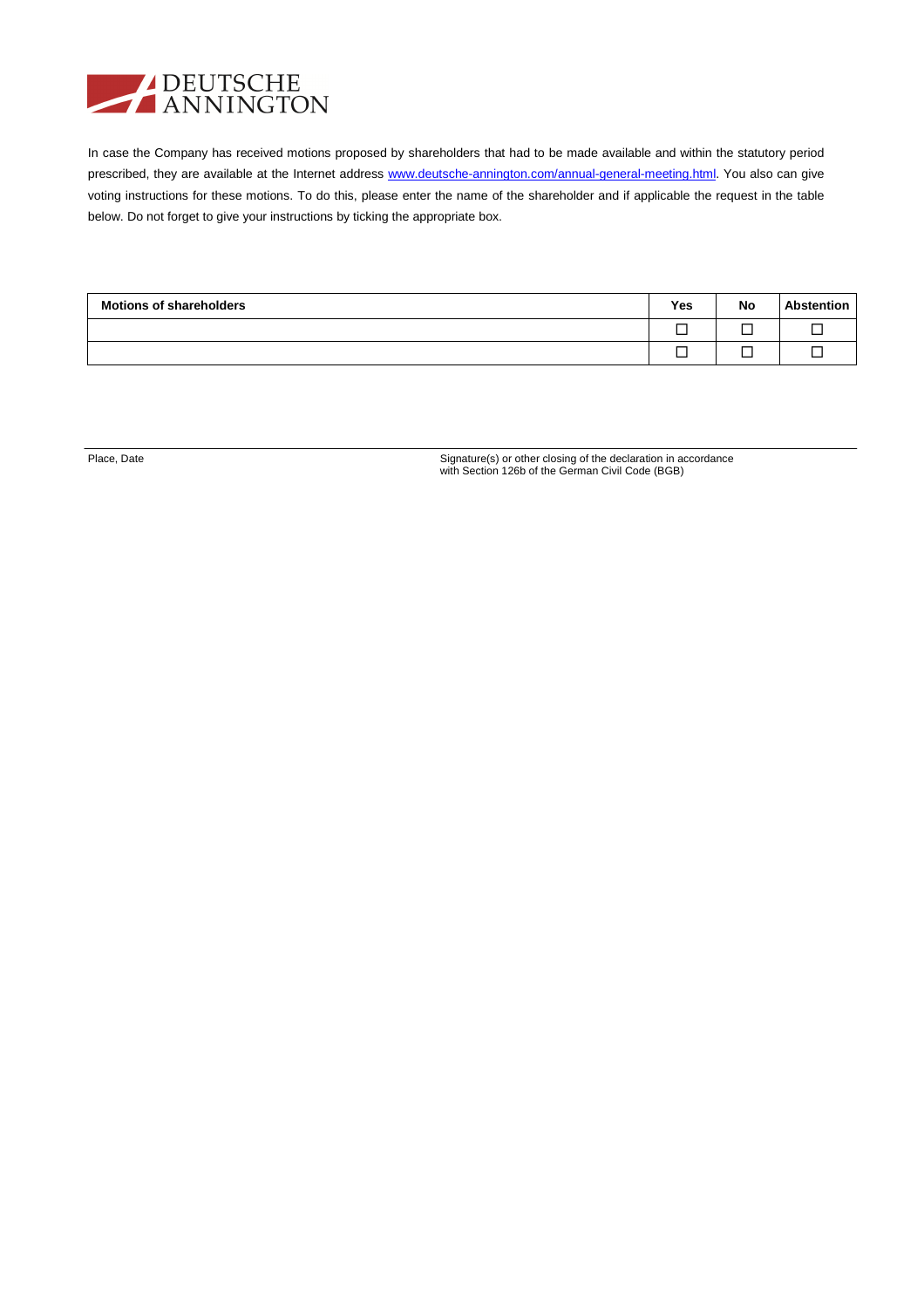DEUTSCHE ANNINGTON

In case the Company has received motions proposed by shareholders that had to be made available and within the statutory period prescribed, they are available at the Internet address www.deutsche-annington.com/annual-general-meeting.html. You also can give voting instructions for these motions. To do this, please enter the name of the shareholder and if applicable the request in the table below. Do not forget to give your instructions by ticking the appropriate box.

| **Motions of shareholders** | **Yes** | **No** | **Abstention** |
|---|---|---|---|
| | ☐ | ☐ | ☐ |
| | ☐ | ☐ | ☐ |

Place, Date

Signature(s) or other closing of the declaration in accordance with Section 126b of the German Civil Code (BGB)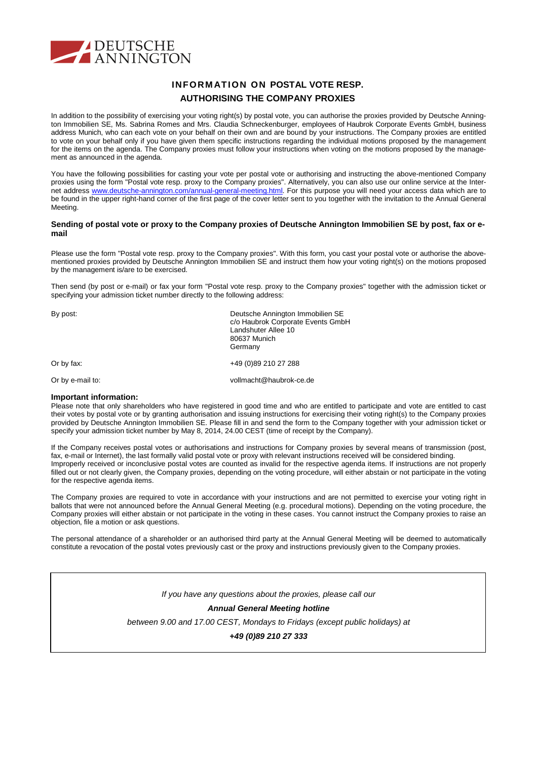DEUTSCHE ANNINGTON

# INFORMATION ON POSTAL VOTE RESP. AUTHORISING THE COMPANY PROXIES

In addition to the possibility of exercising your voting right(s) by postal vote, you can authorise the proxies provided by Deutsche Annington Immobilien SE, Ms. Sabrina Romes and Mrs. Claudia Schneckenburger, employees of Haubrok Corporate Events GmbH, business address Munich, who can each vote on your behalf on their own and are bound by your instructions. The Company proxies are entitled to vote on your behalf only if you have given them specific instructions regarding the individual motions proposed by the management for the items on the agenda. The Company proxies must follow your instructions when voting on the motions proposed by the management as announced in the agenda.

You have the following possibilities for casting your vote per postal vote or authorising and instructing the above-mentioned Company proxies using the form "Postal vote resp. proxy to the Company proxies". Alternatively, you can also use our online service at the Internet address www.deutsche-annington.com/annual-general-meeting.html. For this purpose you will need your access data which are to be found in the upper right-hand corner of the first page of the cover letter sent to you together with the invitation to the Annual General Meeting.

### Sending of postal vote or proxy to the Company proxies of Deutsche Annington Immobilien SE by post, fax or e-mail

Please use the form "Postal vote resp. proxy to the Company proxies". With this form, you cast your postal vote or authorise the above-mentioned proxies provided by Deutsche Annington Immobilien SE and instruct them how your voting right(s) on the motions proposed by the management is/are to be exercised.

Then send (by post or e-mail) or fax your form "Postal vote resp. proxy to the Company proxies" together with the admission ticket or specifying your admission ticket number directly to the following address:

| | |
|---|---|
| By post: | Deutsche Annington Immobilien SE<br>c/o Haubrok Corporate Events GmbH<br>Landshuter Allee 10<br>80637 Munich<br>Germany |
| Or by fax: | +49 (0)89 210 27 288 |
| Or by e-mail to: | vollmacht@haubrok-ce.de |

**Important information:**
Please note that only shareholders who have registered in good time and who are entitled to participate and vote are entitled to cast their votes by postal vote or by granting authorisation and issuing instructions for exercising their voting right(s) to the Company proxies provided by Deutsche Annington Immobilien SE. Please fill in and send the form to the Company together with your admission ticket or specify your admission ticket number by May 8, 2014, 24.00 CEST (time of receipt by the Company).

If the Company receives postal votes or authorisations and instructions for Company proxies by several means of transmission (post, fax, e-mail or Internet), the last formally valid postal vote or proxy with relevant instructions received will be considered binding.
Improperly received or inconclusive postal votes are counted as invalid for the respective agenda items. If instructions are not properly filled out or not clearly given, the Company proxies, depending on the voting procedure, will either abstain or not participate in the voting for the respective agenda items.

The Company proxies are required to vote in accordance with your instructions and are not permitted to exercise your voting right in ballots that were not announced before the Annual General Meeting (e.g. procedural motions). Depending on the voting procedure, the Company proxies will either abstain or not participate in the voting in these cases. You cannot instruct the Company proxies to raise an objection, file a motion or ask questions.

The personal attendance of a shareholder or an authorised third party at the Annual General Meeting will be deemed to automatically constitute a revocation of the postal votes previously cast or the proxy and instructions previously given to the Company proxies.

*If you have any questions about the proxies, please call our*

***Annual General Meeting hotline***

*between 9.00 and 17.00 CEST, Mondays to Fridays (except public holidays) at*

***+49 (0)89 210 27 333***